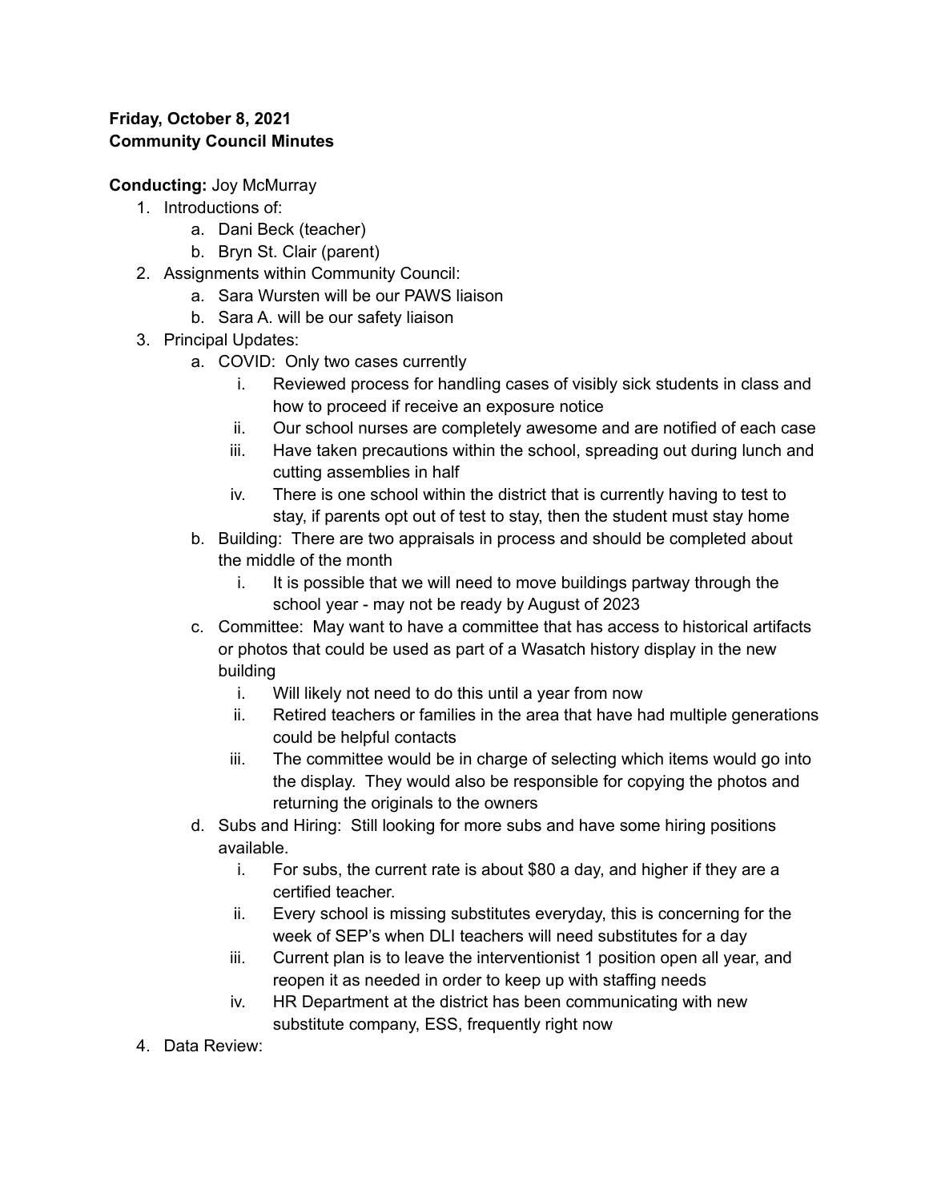**Friday, October 8, 2021**
**Community Council Minutes**

**Conducting:** Joy McMurray

1. Introductions of:
    a. Dani Beck (teacher)
    b. Bryn St. Clair (parent)
2. Assignments within Community Council:
    a. Sara Wursten will be our PAWS liaison
    b. Sara A. will be our safety liaison
3. Principal Updates:
    a. COVID: Only two cases currently
        i. Reviewed process for handling cases of visibly sick students in class and how to proceed if receive an exposure notice
        ii. Our school nurses are completely awesome and are notified of each case
        iii. Have taken precautions within the school, spreading out during lunch and cutting assemblies in half
        iv. There is one school within the district that is currently having to test to stay, if parents opt out of test to stay, then the student must stay home
    b. Building: There are two appraisals in process and should be completed about the middle of the month
        i. It is possible that we will need to move buildings partway through the school year - may not be ready by August of 2023
    c. Committee: May want to have a committee that has access to historical artifacts or photos that could be used as part of a Wasatch history display in the new building
        i. Will likely not need to do this until a year from now
        ii. Retired teachers or families in the area that have had multiple generations could be helpful contacts
        iii. The committee would be in charge of selecting which items would go into the display. They would also be responsible for copying the photos and returning the originals to the owners
    d. Subs and Hiring: Still looking for more subs and have some hiring positions available.
        i. For subs, the current rate is about $80 a day, and higher if they are a certified teacher.
        ii. Every school is missing substitutes everyday, this is concerning for the week of SEP's when DLI teachers will need substitutes for a day
        iii. Current plan is to leave the interventionist 1 position open all year, and reopen it as needed in order to keep up with staffing needs
        iv. HR Department at the district has been communicating with new substitute company, ESS, frequently right now
4. Data Review: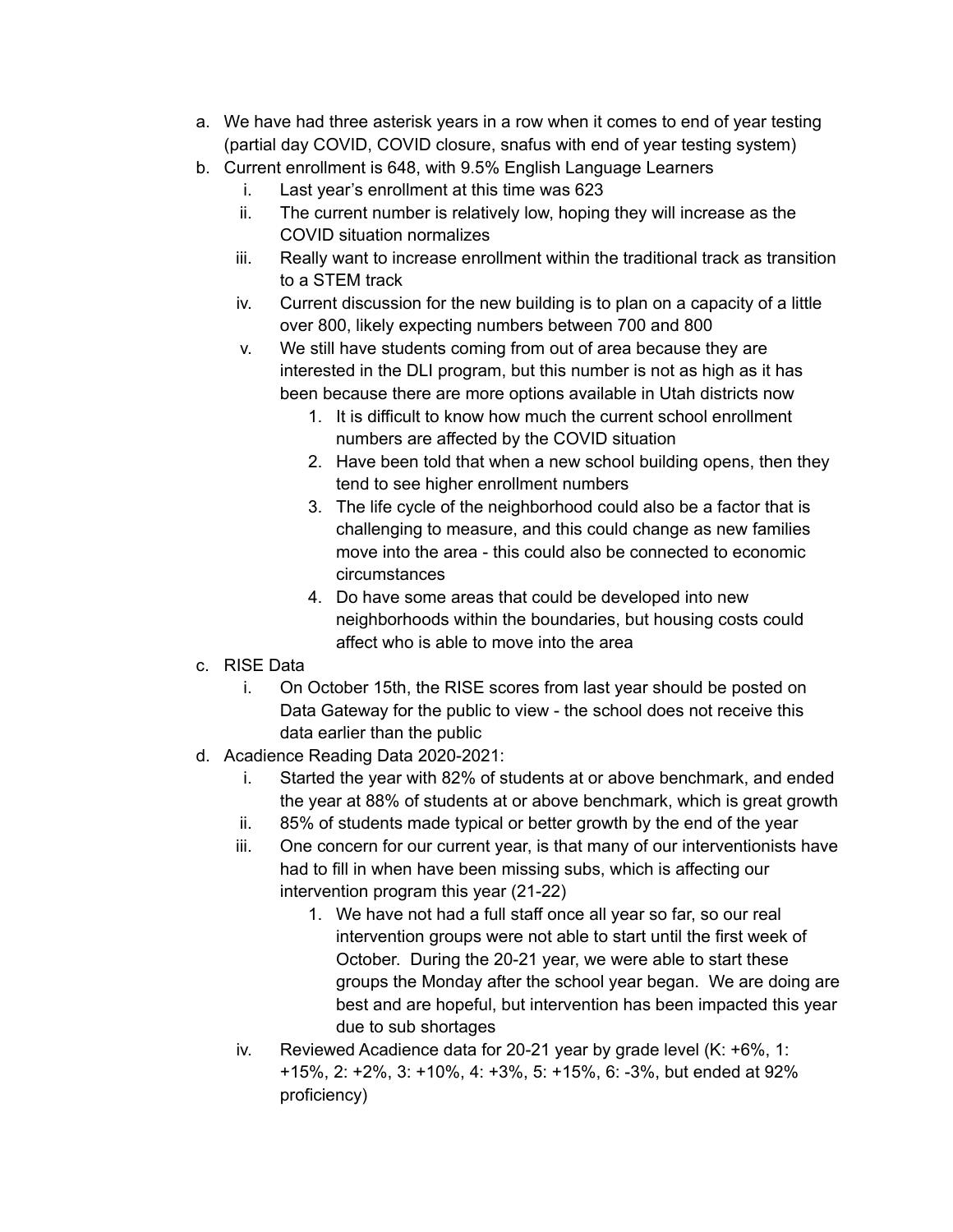a. We have had three asterisk years in a row when it comes to end of year testing (partial day COVID, COVID closure, snafus with end of year testing system)
b. Current enrollment is 648, with 9.5% English Language Learners
    i. Last year's enrollment at this time was 623
    ii. The current number is relatively low, hoping they will increase as the COVID situation normalizes
    iii. Really want to increase enrollment within the traditional track as transition to a STEM track
    iv. Current discussion for the new building is to plan on a capacity of a little over 800, likely expecting numbers between 700 and 800
    v. We still have students coming from out of area because they are interested in the DLI program, but this number is not as high as it has been because there are more options available in Utah districts now
        1. It is difficult to know how much the current school enrollment numbers are affected by the COVID situation
        2. Have been told that when a new school building opens, then they tend to see higher enrollment numbers
        3. The life cycle of the neighborhood could also be a factor that is challenging to measure, and this could change as new families move into the area - this could also be connected to economic circumstances
        4. Do have some areas that could be developed into new neighborhoods within the boundaries, but housing costs could affect who is able to move into the area
c. RISE Data
    i. On October 15th, the RISE scores from last year should be posted on Data Gateway for the public to view - the school does not receive this data earlier than the public
d. Acadience Reading Data 2020-2021:
    i. Started the year with 82% of students at or above benchmark, and ended the year at 88% of students at or above benchmark, which is great growth
    ii. 85% of students made typical or better growth by the end of the year
    iii. One concern for our current year, is that many of our interventionists have had to fill in when have been missing subs, which is affecting our intervention program this year (21-22)
        1. We have not had a full staff once all year so far, so our real intervention groups were not able to start until the first week of October. During the 20-21 year, we were able to start these groups the Monday after the school year began. We are doing are best and are hopeful, but intervention has been impacted this year due to sub shortages
    iv. Reviewed Acadience data for 20-21 year by grade level (K: +6%, 1: +15%, 2: +2%, 3: +10%, 4: +3%, 5: +15%, 6: -3%, but ended at 92% proficiency)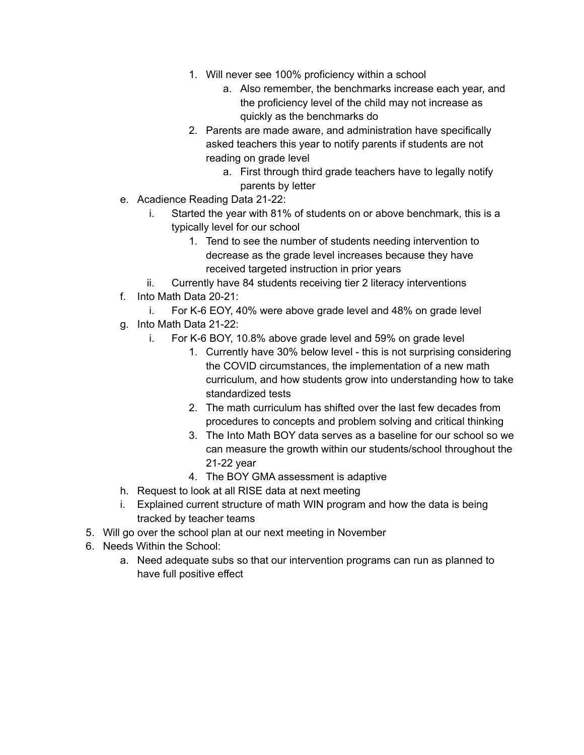1. Will never see 100% proficiency within a school
                a. Also remember, the benchmarks increase each year, and the proficiency level of the child may not increase as quickly as the benchmarks do
            2. Parents are made aware, and administration have specifically asked teachers this year to notify parents if students are not reading on grade level
                a. First through third grade teachers have to legally notify parents by letter
    e. Acadience Reading Data 21-22:
        i. Started the year with 81% of students on or above benchmark, this is a typically level for our school
            1. Tend to see the number of students needing intervention to decrease as the grade level increases because they have received targeted instruction in prior years
        ii. Currently have 84 students receiving tier 2 literacy interventions
    f. Into Math Data 20-21:
        i. For K-6 EOY, 40% were above grade level and 48% on grade level
    g. Into Math Data 21-22:
        i. For K-6 BOY, 10.8% above grade level and 59% on grade level
            1. Currently have 30% below level - this is not surprising considering the COVID circumstances, the implementation of a new math curriculum, and how students grow into understanding how to take standardized tests
            2. The math curriculum has shifted over the last few decades from procedures to concepts and problem solving and critical thinking
            3. The Into Math BOY data serves as a baseline for our school so we can measure the growth within our students/school throughout the 21-22 year
            4. The BOY GMA assessment is adaptive
    h. Request to look at all RISE data at next meeting
    i. Explained current structure of math WIN program and how the data is being tracked by teacher teams
5. Will go over the school plan at our next meeting in November
6. Needs Within the School:
    a. Need adequate subs so that our intervention programs can run as planned to have full positive effect